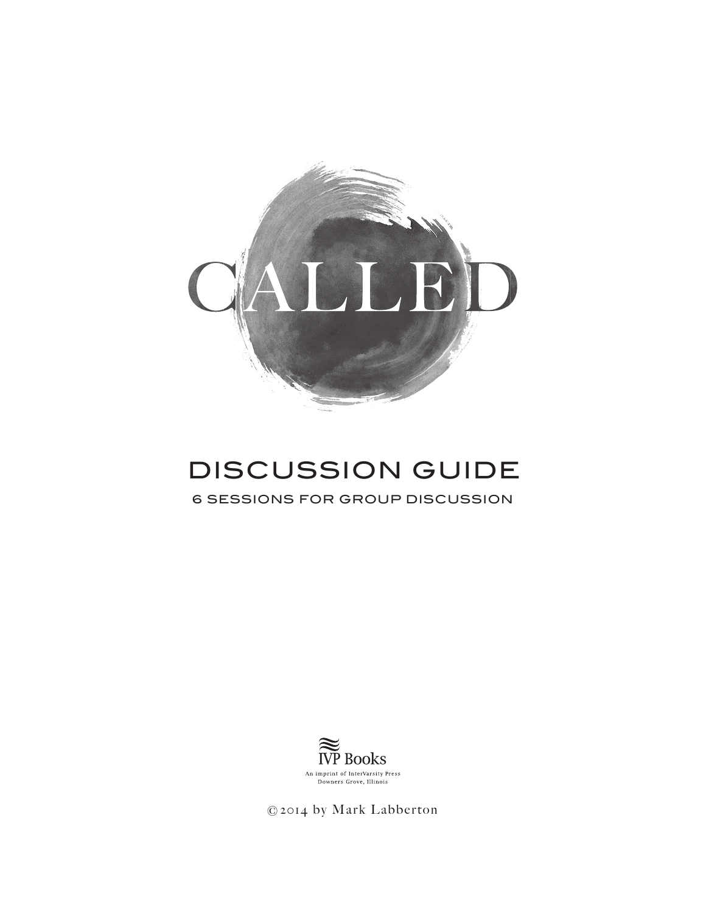# CALLED

## DISCUSSION GUIDE

### 6 SESSIONS FOR GROUP DISCUSSION

IVP Books

An imprint of InterVarsity Press
Downers Grove, Illinois

© 2014 by Mark Labberton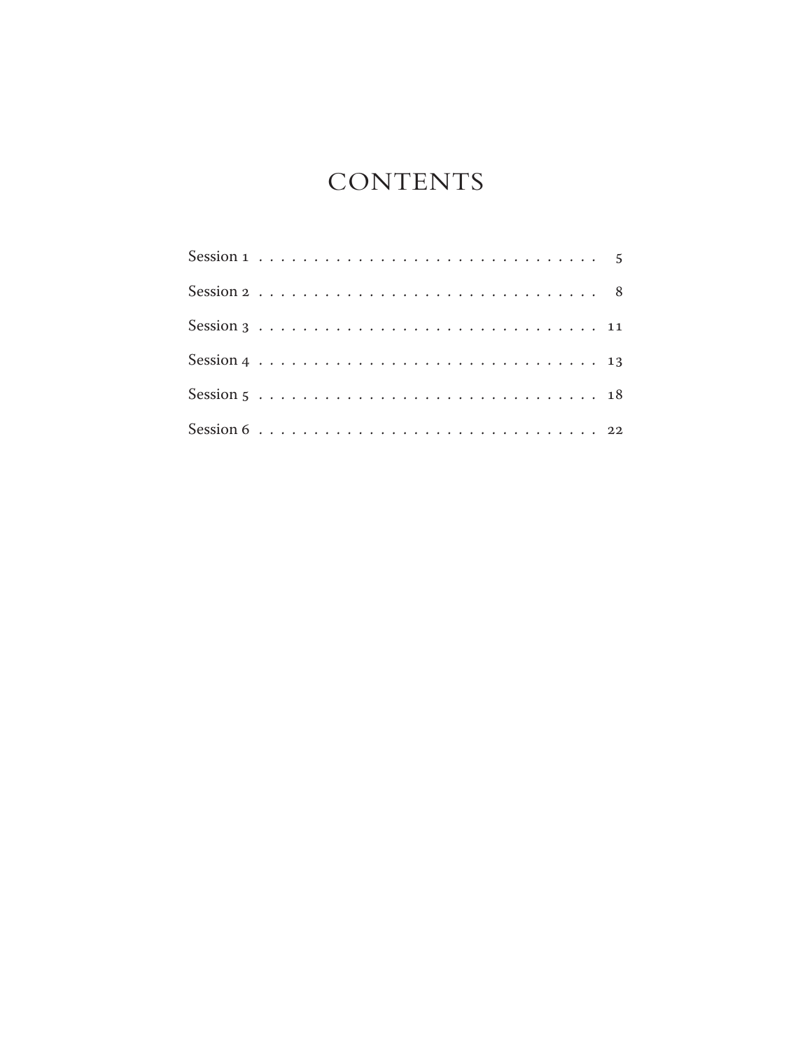# CONTENTS

Session 1 . . . . . . . . . . . . . . . . . . . . . . . . . . . . . . . . 5

Session 2 . . . . . . . . . . . . . . . . . . . . . . . . . . . . . . . . 8

Session 3 . . . . . . . . . . . . . . . . . . . . . . . . . . . . . . . . 11

Session 4 . . . . . . . . . . . . . . . . . . . . . . . . . . . . . . . . 13

Session 5 . . . . . . . . . . . . . . . . . . . . . . . . . . . . . . . . 18

Session 6 . . . . . . . . . . . . . . . . . . . . . . . . . . . . . . . . 22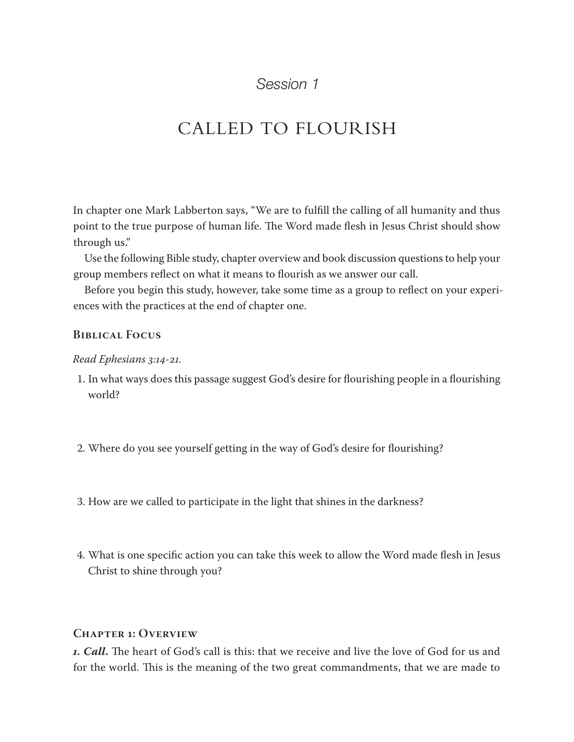*Session 1*

# CALLED TO FLOURISH

In chapter one Mark Labberton says, "We are to fulfill the calling of all humanity and thus point to the true purpose of human life. The Word made flesh in Jesus Christ should show through us."

Use the following Bible study, chapter overview and book discussion questions to help your group members reflect on what it means to flourish as we answer our call.

Before you begin this study, however, take some time as a group to reflect on your experiences with the practices at the end of chapter one.

## Biblical Focus

*Read Ephesians 3:14-21.*

1. In what ways does this passage suggest God's desire for flourishing people in a flourishing world?

2. Where do you see yourself getting in the way of God's desire for flourishing?

3. How are we called to participate in the light that shines in the darkness?

4. What is one specific action you can take this week to allow the Word made flesh in Jesus Christ to shine through you?

## Chapter 1: Overview

***1. Call.*** The heart of God's call is this: that we receive and live the love of God for us and for the world. This is the meaning of the two great commandments, that we are made to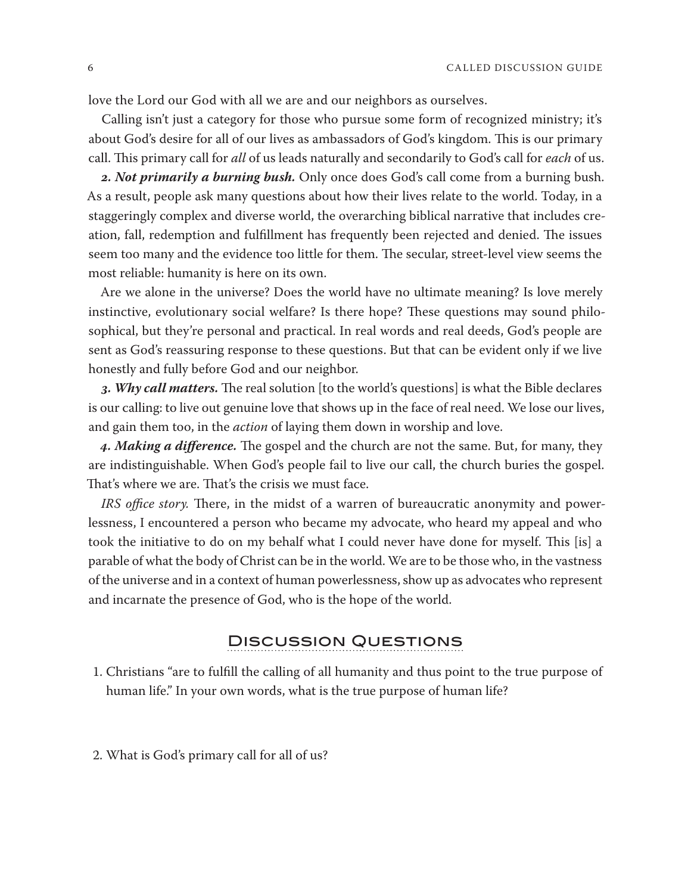love the Lord our God with all we are and our neighbors as ourselves.

Calling isn't just a category for those who pursue some form of recognized ministry; it's about God's desire for all of our lives as ambassadors of God's kingdom. This is our primary call. This primary call for *all* of us leads naturally and secondarily to God's call for *each* of us.

***2. Not primarily a burning bush.*** Only once does God's call come from a burning bush. As a result, people ask many questions about how their lives relate to the world. Today, in a staggeringly complex and diverse world, the overarching biblical narrative that includes creation, fall, redemption and fulfillment has frequently been rejected and denied. The issues seem too many and the evidence too little for them. The secular, street-level view seems the most reliable: humanity is here on its own.

Are we alone in the universe? Does the world have no ultimate meaning? Is love merely instinctive, evolutionary social welfare? Is there hope? These questions may sound philosophical, but they're personal and practical. In real words and real deeds, God's people are sent as God's reassuring response to these questions. But that can be evident only if we live honestly and fully before God and our neighbor.

***3. Why call matters.*** The real solution [to the world's questions] is what the Bible declares is our calling: to live out genuine love that shows up in the face of real need. We lose our lives, and gain them too, in the *action* of laying them down in worship and love.

***4. Making a difference.*** The gospel and the church are not the same. But, for many, they are indistinguishable. When God's people fail to live our call, the church buries the gospel. That's where we are. That's the crisis we must face.

*IRS office story.* There, in the midst of a warren of bureaucratic anonymity and powerlessness, I encountered a person who became my advocate, who heard my appeal and who took the initiative to do on my behalf what I could never have done for myself. This [is] a parable of what the body of Christ can be in the world. We are to be those who, in the vastness of the universe and in a context of human powerlessness, show up as advocates who represent and incarnate the presence of God, who is the hope of the world.

## Discussion Questions

1. Christians "are to fulfill the calling of all humanity and thus point to the true purpose of human life." In your own words, what is the true purpose of human life?

2. What is God's primary call for all of us?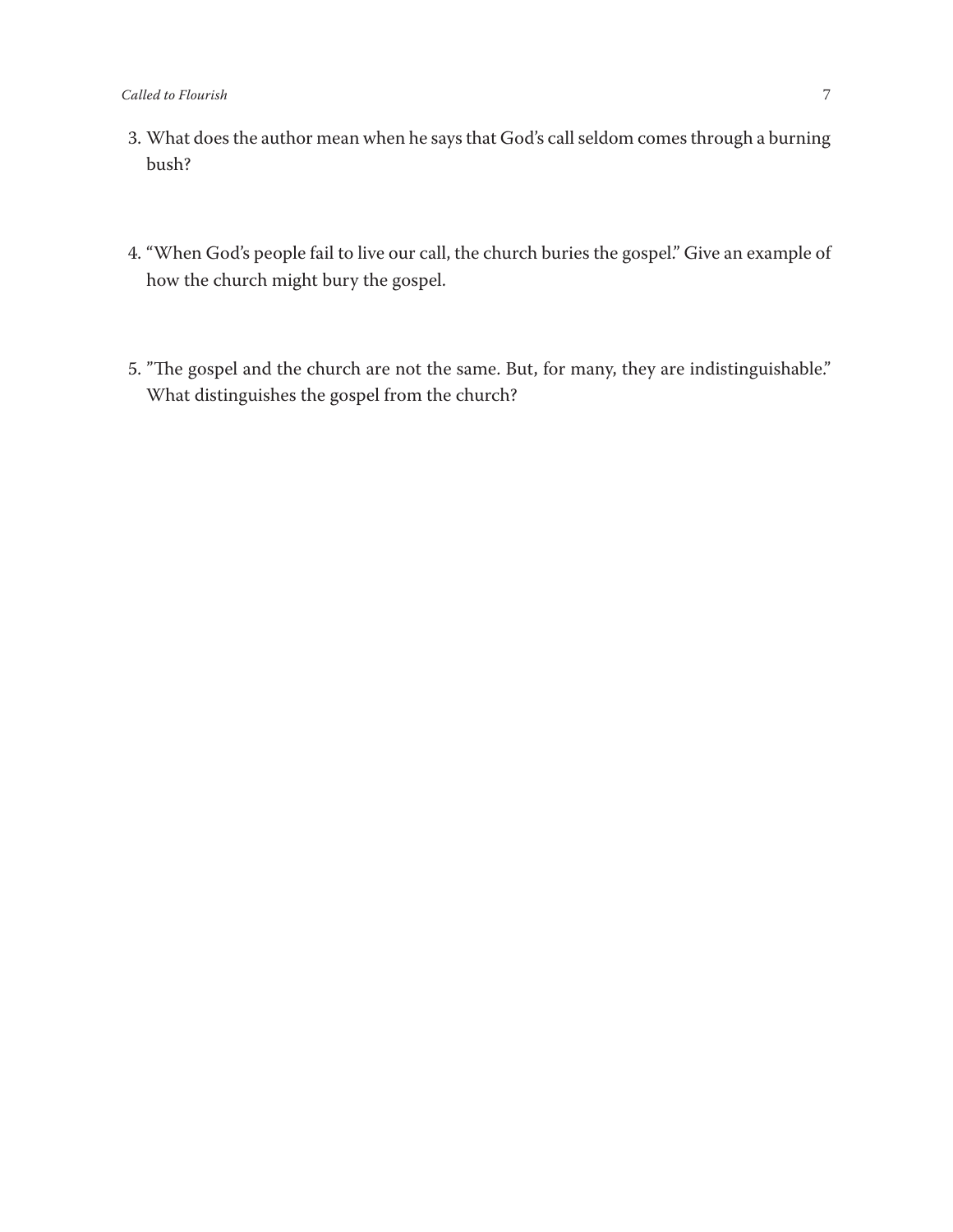3. What does the author mean when he says that God's call seldom comes through a burning bush?

4. "When God's people fail to live our call, the church buries the gospel." Give an example of how the church might bury the gospel.

5. "The gospel and the church are not the same. But, for many, they are indistinguishable." What distinguishes the gospel from the church?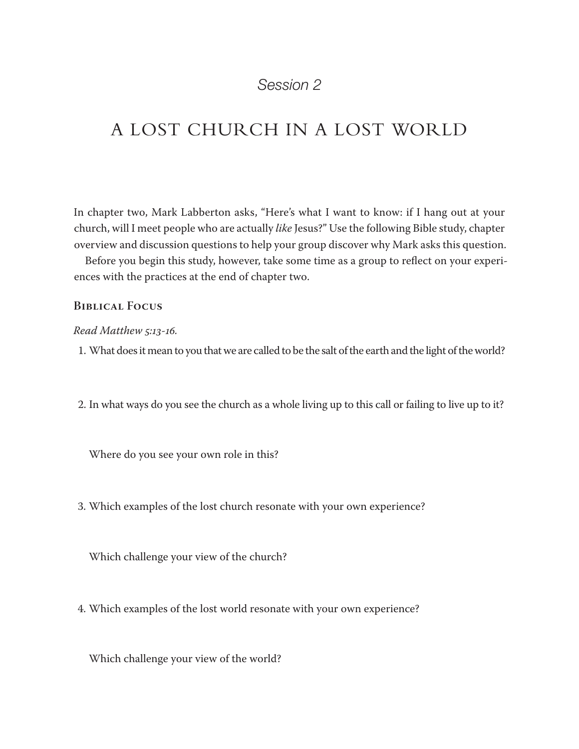*Session 2*

# A LOST CHURCH IN A LOST WORLD

In chapter two, Mark Labberton asks, "Here's what I want to know: if I hang out at your church, will I meet people who are actually *like* Jesus?" Use the following Bible study, chapter overview and discussion questions to help your group discover why Mark asks this question.

Before you begin this study, however, take some time as a group to reflect on your experiences with the practices at the end of chapter two.

## Biblical Focus

*Read Matthew 5:13-16.*

1. What does it mean to you that we are called to be the salt of the earth and the light of the world?

2. In what ways do you see the church as a whole living up to this call or failing to live up to it?

   Where do you see your own role in this?

3. Which examples of the lost church resonate with your own experience?

   Which challenge your view of the church?

4. Which examples of the lost world resonate with your own experience?

   Which challenge your view of the world?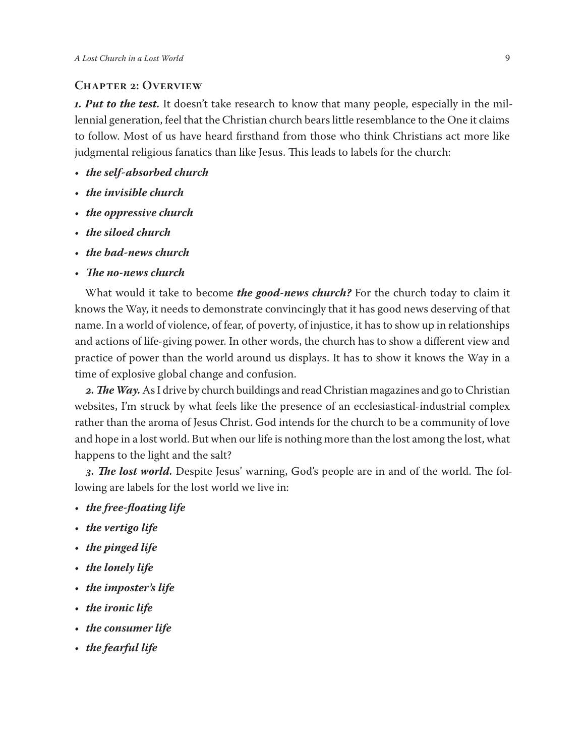## Chapter 2: Overview

***1. Put to the test.*** It doesn't take research to know that many people, especially in the millennial generation, feel that the Christian church bears little resemblance to the One it claims to follow. Most of us have heard firsthand from those who think Christians act more like judgmental religious fanatics than like Jesus. This leads to labels for the church:

- ***the self-absorbed church***
- ***the invisible church***
- ***the oppressive church***
- ***the siloed church***
- ***the bad-news church***
- ***The no-news church***

What would it take to become ***the good-news church?*** For the church today to claim it knows the Way, it needs to demonstrate convincingly that it has good news deserving of that name. In a world of violence, of fear, of poverty, of injustice, it has to show up in relationships and actions of life-giving power. In other words, the church has to show a different view and practice of power than the world around us displays. It has to show it knows the Way in a time of explosive global change and confusion.

***2. The Way.*** As I drive by church buildings and read Christian magazines and go to Christian websites, I'm struck by what feels like the presence of an ecclesiastical-industrial complex rather than the aroma of Jesus Christ. God intends for the church to be a community of love and hope in a lost world. But when our life is nothing more than the lost among the lost, what happens to the light and the salt?

***3. The lost world.*** Despite Jesus' warning, God's people are in and of the world. The following are labels for the lost world we live in:

- ***the free-floating life***
- ***the vertigo life***
- ***the pinged life***
- ***the lonely life***
- ***the imposter's life***
- ***the ironic life***
- ***the consumer life***
- ***the fearful life***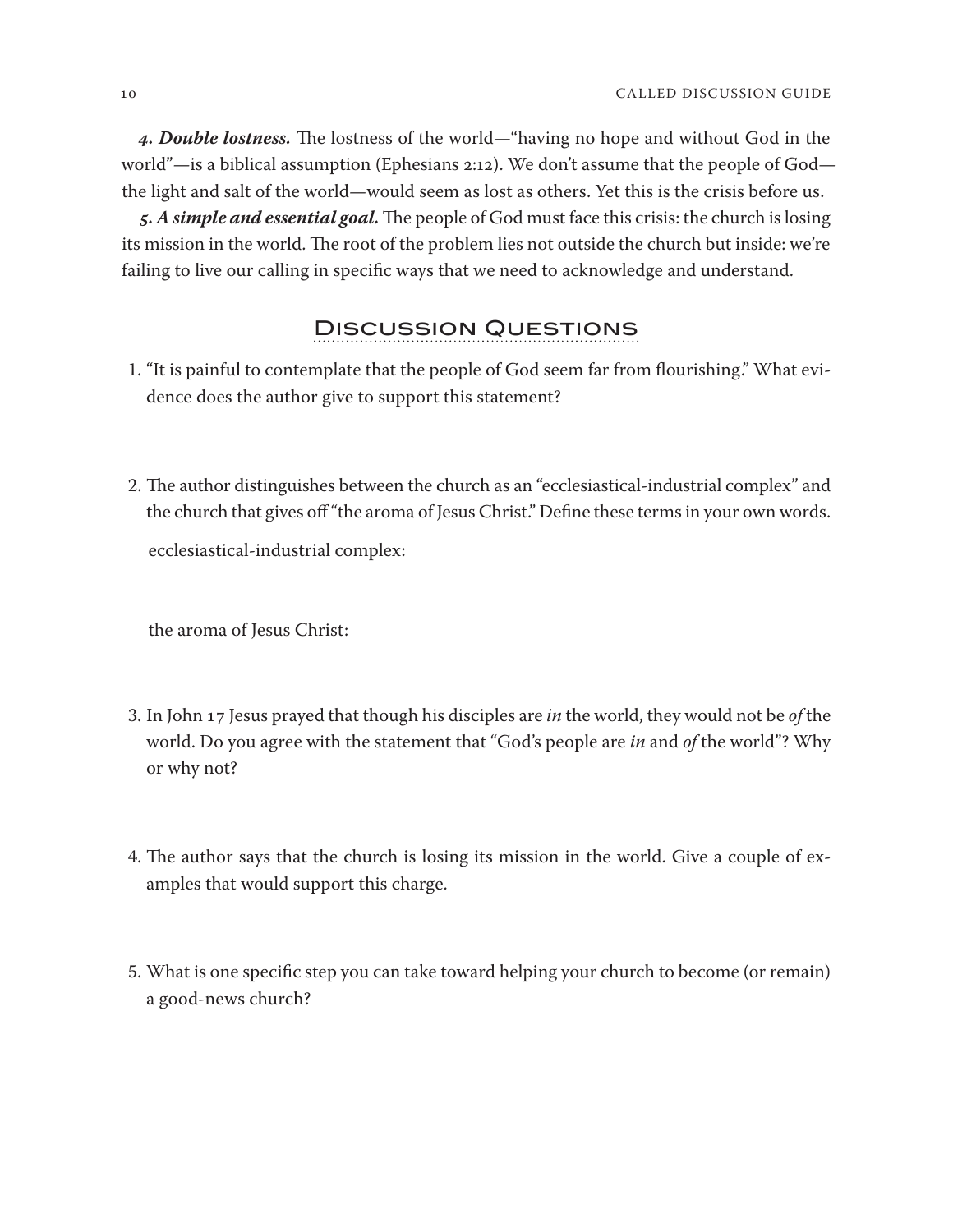***4. Double lostness.*** The lostness of the world—"having no hope and without God in the world"—is a biblical assumption (Ephesians 2:12). We don't assume that the people of God—the light and salt of the world—would seem as lost as others. Yet this is the crisis before us.

***5. A simple and essential goal.*** The people of God must face this crisis: the church is losing its mission in the world. The root of the problem lies not outside the church but inside: we're failing to live our calling in specific ways that we need to acknowledge and understand.

## Discussion Questions

1. "It is painful to contemplate that the people of God seem far from flourishing." What evidence does the author give to support this statement?

2. The author distinguishes between the church as an "ecclesiastical-industrial complex" and the church that gives off "the aroma of Jesus Christ." Define these terms in your own words.

   ecclesiastical-industrial complex:

   the aroma of Jesus Christ:

3. In John 17 Jesus prayed that though his disciples are *in* the world, they would not be *of* the world. Do you agree with the statement that "God's people are *in* and *of* the world"? Why or why not?

4. The author says that the church is losing its mission in the world. Give a couple of examples that would support this charge.

5. What is one specific step you can take toward helping your church to become (or remain) a good-news church?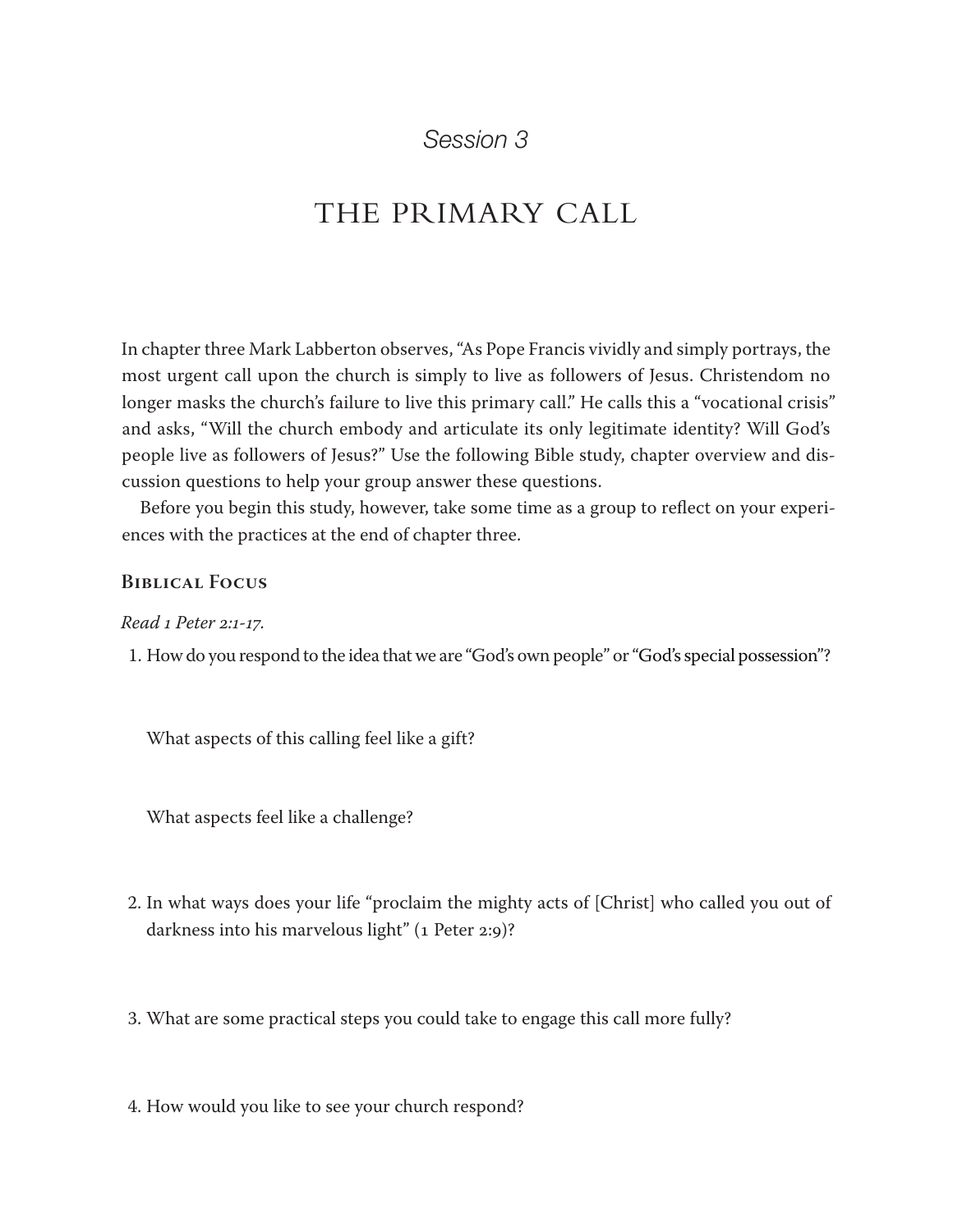*Session 3*

# THE PRIMARY CALL

In chapter three Mark Labberton observes, "As Pope Francis vividly and simply portrays, the most urgent call upon the church is simply to live as followers of Jesus. Christendom no longer masks the church's failure to live this primary call." He calls this a "vocational crisis" and asks, "Will the church embody and articulate its only legitimate identity? Will God's people live as followers of Jesus?" Use the following Bible study, chapter overview and discussion questions to help your group answer these questions.

Before you begin this study, however, take some time as a group to reflect on your experiences with the practices at the end of chapter three.

## Biblical Focus

*Read 1 Peter 2:1-17.*

1. How do you respond to the idea that we are "God's own people" or "God's special possession"?

   What aspects of this calling feel like a gift?

   What aspects feel like a challenge?

2. In what ways does your life "proclaim the mighty acts of [Christ] who called you out of darkness into his marvelous light" (1 Peter 2:9)?

3. What are some practical steps you could take to engage this call more fully?

4. How would you like to see your church respond?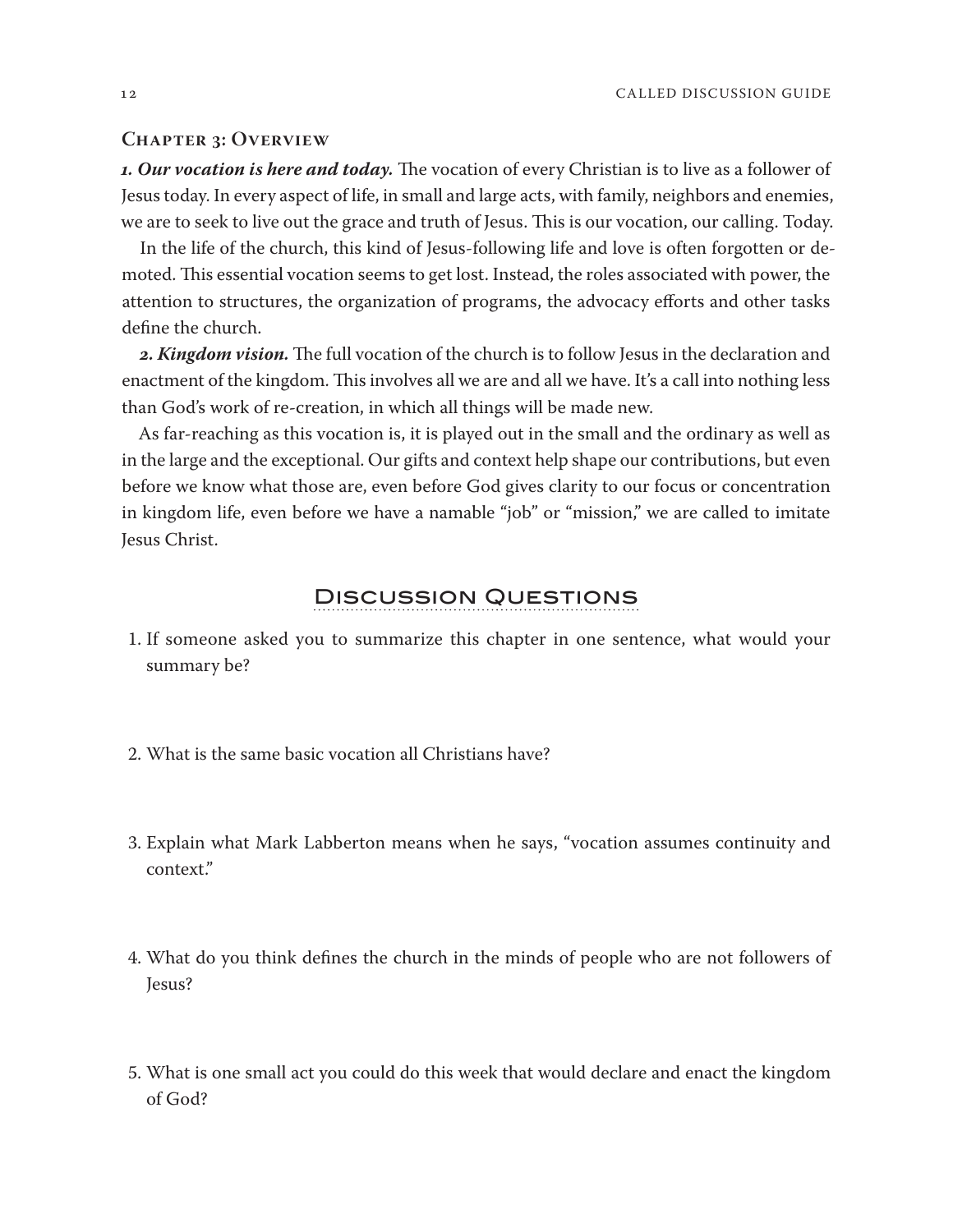## Chapter 3: Overview

***1. Our vocation is here and today.*** The vocation of every Christian is to live as a follower of Jesus today. In every aspect of life, in small and large acts, with family, neighbors and enemies, we are to seek to live out the grace and truth of Jesus. This is our vocation, our calling. Today.

In the life of the church, this kind of Jesus-following life and love is often forgotten or demoted. This essential vocation seems to get lost. Instead, the roles associated with power, the attention to structures, the organization of programs, the advocacy efforts and other tasks define the church.

***2. Kingdom vision.*** The full vocation of the church is to follow Jesus in the declaration and enactment of the kingdom. This involves all we are and all we have. It's a call into nothing less than God's work of re-creation, in which all things will be made new.

As far-reaching as this vocation is, it is played out in the small and the ordinary as well as in the large and the exceptional. Our gifts and context help shape our contributions, but even before we know what those are, even before God gives clarity to our focus or concentration in kingdom life, even before we have a namable "job" or "mission," we are called to imitate Jesus Christ.

## Discussion Questions

1. If someone asked you to summarize this chapter in one sentence, what would your summary be?

2. What is the same basic vocation all Christians have?

3. Explain what Mark Labberton means when he says, "vocation assumes continuity and context."

4. What do you think defines the church in the minds of people who are not followers of Jesus?

5. What is one small act you could do this week that would declare and enact the kingdom of God?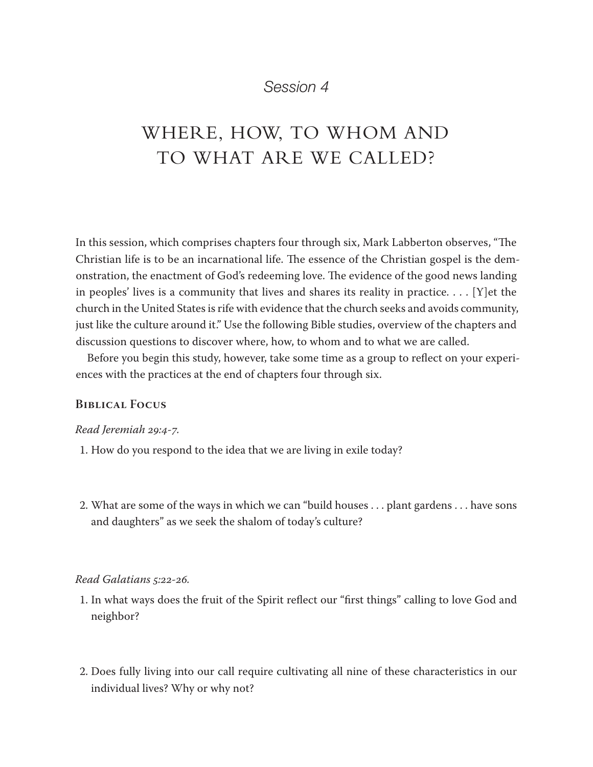*Session 4*

# WHERE, HOW, TO WHOM AND TO WHAT ARE WE CALLED?

In this session, which comprises chapters four through six, Mark Labberton observes, “The Christian life is to be an incarnational life. The essence of the Christian gospel is the demonstration, the enactment of God’s redeeming love. The evidence of the good news landing in peoples’ lives is a community that lives and shares its reality in practice. . . . [Y]et the church in the United States is rife with evidence that the church seeks and avoids community, just like the culture around it.” Use the following Bible studies, overview of the chapters and discussion questions to discover where, how, to whom and to what we are called.

Before you begin this study, however, take some time as a group to reflect on your experiences with the practices at the end of chapters four through six.

## Biblical Focus

*Read Jeremiah 29:4-7.*

1. How do you respond to the idea that we are living in exile today?

2. What are some of the ways in which we can “build houses . . . plant gardens . . . have sons and daughters” as we seek the shalom of today’s culture?

*Read Galatians 5:22-26.*

1. In what ways does the fruit of the Spirit reflect our “first things” calling to love God and neighbor?

2. Does fully living into our call require cultivating all nine of these characteristics in our individual lives? Why or why not?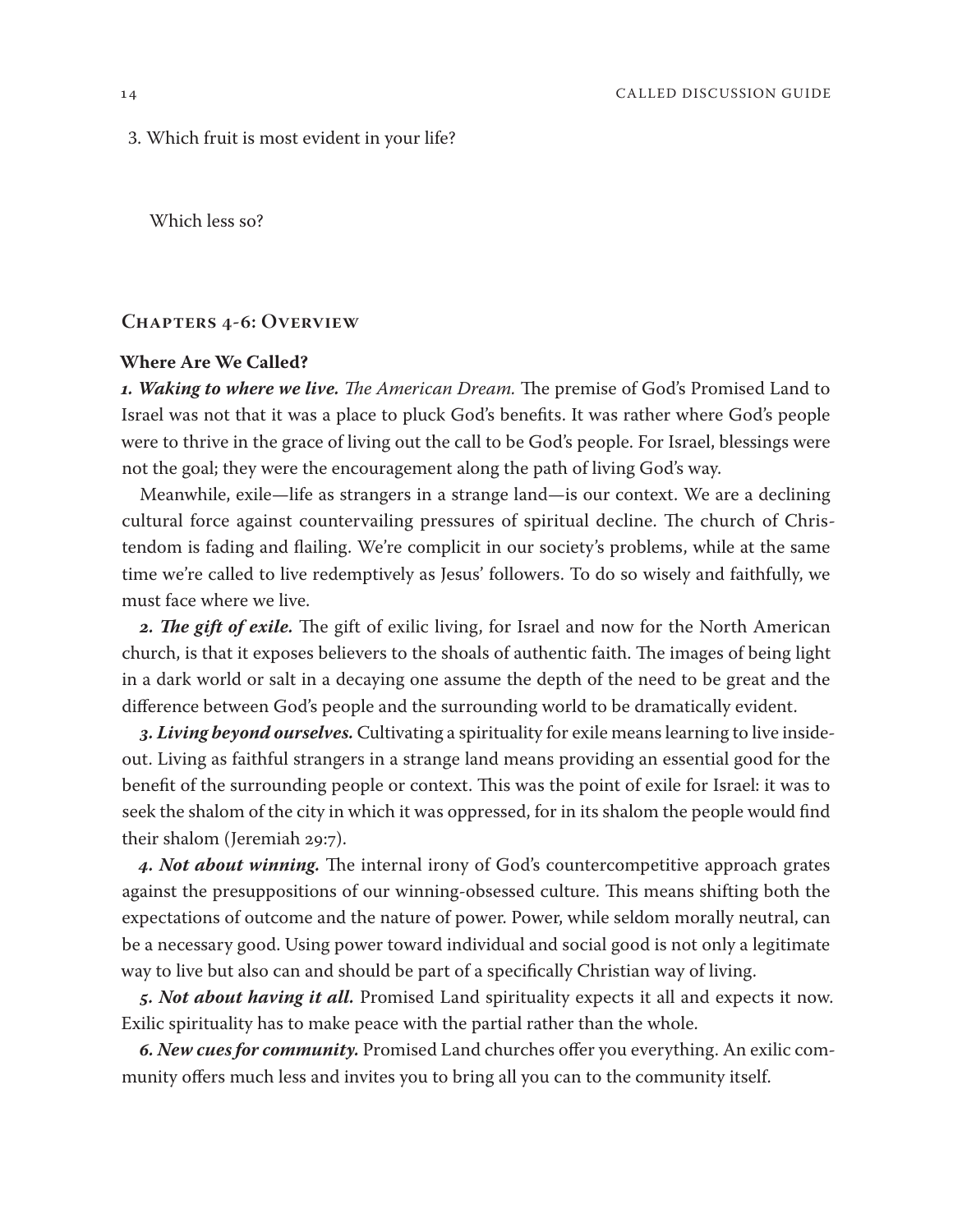3. Which fruit is most evident in your life?

Which less so?

## Chapters 4-6: Overview

**Where Are We Called?**

***1. Waking to where we live.*** *The American Dream.* The premise of God's Promised Land to Israel was not that it was a place to pluck God's benefits. It was rather where God's people were to thrive in the grace of living out the call to be God's people. For Israel, blessings were not the goal; they were the encouragement along the path of living God's way.

Meanwhile, exile—life as strangers in a strange land—is our context. We are a declining cultural force against countervailing pressures of spiritual decline. The church of Christendom is fading and flailing. We're complicit in our society's problems, while at the same time we're called to live redemptively as Jesus' followers. To do so wisely and faithfully, we must face where we live.

***2. The gift of exile.*** The gift of exilic living, for Israel and now for the North American church, is that it exposes believers to the shoals of authentic faith. The images of being light in a dark world or salt in a decaying one assume the depth of the need to be great and the difference between God's people and the surrounding world to be dramatically evident.

***3. Living beyond ourselves.*** Cultivating a spirituality for exile means learning to live inside-out. Living as faithful strangers in a strange land means providing an essential good for the benefit of the surrounding people or context. This was the point of exile for Israel: it was to seek the shalom of the city in which it was oppressed, for in its shalom the people would find their shalom (Jeremiah 29:7).

***4. Not about winning.*** The internal irony of God's countercompetitive approach grates against the presuppositions of our winning-obsessed culture. This means shifting both the expectations of outcome and the nature of power. Power, while seldom morally neutral, can be a necessary good. Using power toward individual and social good is not only a legitimate way to live but also can and should be part of a specifically Christian way of living.

***5. Not about having it all.*** Promised Land spirituality expects it all and expects it now. Exilic spirituality has to make peace with the partial rather than the whole.

***6. New cues for community.*** Promised Land churches offer you everything. An exilic community offers much less and invites you to bring all you can to the community itself.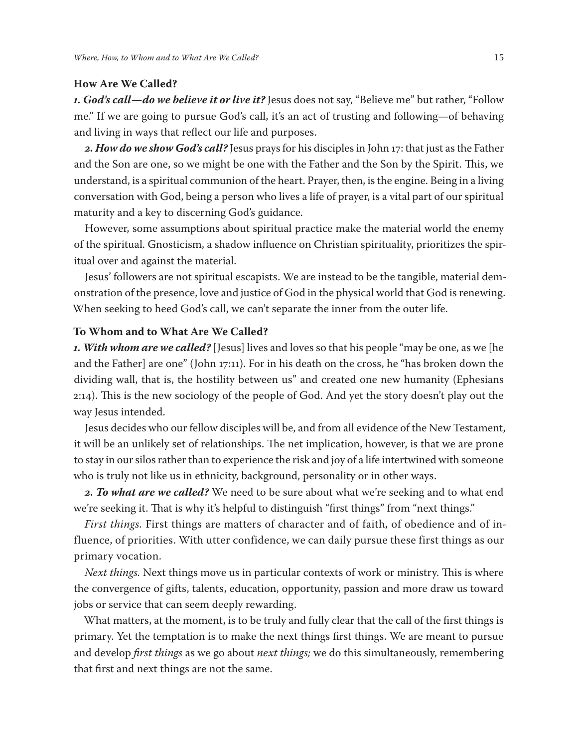## How Are We Called?

***1. God's call—do we believe it or live it?*** Jesus does not say, "Believe me" but rather, "Follow me." If we are going to pursue God's call, it's an act of trusting and following—of behaving and living in ways that reflect our life and purposes.

***2. How do we show God's call?*** Jesus prays for his disciples in John 17: that just as the Father and the Son are one, so we might be one with the Father and the Son by the Spirit. This, we understand, is a spiritual communion of the heart. Prayer, then, is the engine. Being in a living conversation with God, being a person who lives a life of prayer, is a vital part of our spiritual maturity and a key to discerning God's guidance.

However, some assumptions about spiritual practice make the material world the enemy of the spiritual. Gnosticism, a shadow influence on Christian spirituality, prioritizes the spiritual over and against the material.

Jesus' followers are not spiritual escapists. We are instead to be the tangible, material demonstration of the presence, love and justice of God in the physical world that God is renewing. When seeking to heed God's call, we can't separate the inner from the outer life.

## To Whom and to What Are We Called?

***1. With whom are we called?*** [Jesus] lives and loves so that his people "may be one, as we [he and the Father] are one" (John 17:11). For in his death on the cross, he "has broken down the dividing wall, that is, the hostility between us" and created one new humanity (Ephesians 2:14). This is the new sociology of the people of God. And yet the story doesn't play out the way Jesus intended.

Jesus decides who our fellow disciples will be, and from all evidence of the New Testament, it will be an unlikely set of relationships. The net implication, however, is that we are prone to stay in our silos rather than to experience the risk and joy of a life intertwined with someone who is truly not like us in ethnicity, background, personality or in other ways.

***2. To what are we called?*** We need to be sure about what we're seeking and to what end we're seeking it. That is why it's helpful to distinguish "first things" from "next things."

*First things.* First things are matters of character and of faith, of obedience and of influence, of priorities. With utter confidence, we can daily pursue these first things as our primary vocation.

*Next things.* Next things move us in particular contexts of work or ministry. This is where the convergence of gifts, talents, education, opportunity, passion and more draw us toward jobs or service that can seem deeply rewarding.

What matters, at the moment, is to be truly and fully clear that the call of the first things is primary. Yet the temptation is to make the next things first things. We are meant to pursue and develop *first things* as we go about *next things;* we do this simultaneously, remembering that first and next things are not the same.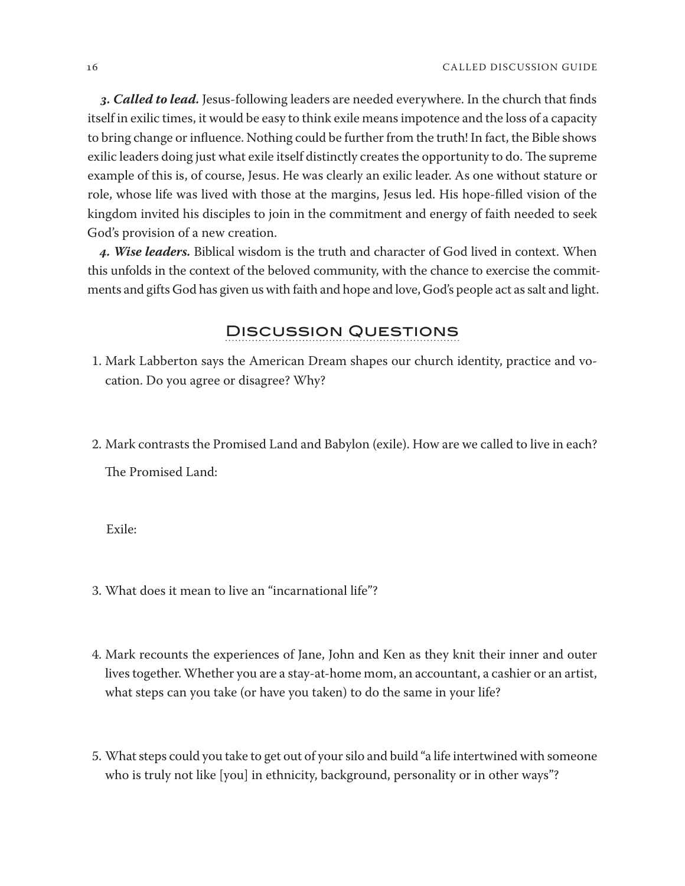***3. Called to lead.*** Jesus-following leaders are needed everywhere. In the church that finds itself in exilic times, it would be easy to think exile means impotence and the loss of a capacity to bring change or influence. Nothing could be further from the truth! In fact, the Bible shows exilic leaders doing just what exile itself distinctly creates the opportunity to do. The supreme example of this is, of course, Jesus. He was clearly an exilic leader. As one without stature or role, whose life was lived with those at the margins, Jesus led. His hope-filled vision of the kingdom invited his disciples to join in the commitment and energy of faith needed to seek God's provision of a new creation.

***4. Wise leaders.*** Biblical wisdom is the truth and character of God lived in context. When this unfolds in the context of the beloved community, with the chance to exercise the commitments and gifts God has given us with faith and hope and love, God's people act as salt and light.

## Discussion Questions

1. Mark Labberton says the American Dream shapes our church identity, practice and vocation. Do you agree or disagree? Why?

2. Mark contrasts the Promised Land and Babylon (exile). How are we called to live in each?

   The Promised Land:

   Exile:

3. What does it mean to live an "incarnational life"?

4. Mark recounts the experiences of Jane, John and Ken as they knit their inner and outer lives together. Whether you are a stay-at-home mom, an accountant, a cashier or an artist, what steps can you take (or have you taken) to do the same in your life?

5. What steps could you take to get out of your silo and build "a life intertwined with someone who is truly not like [you] in ethnicity, background, personality or in other ways"?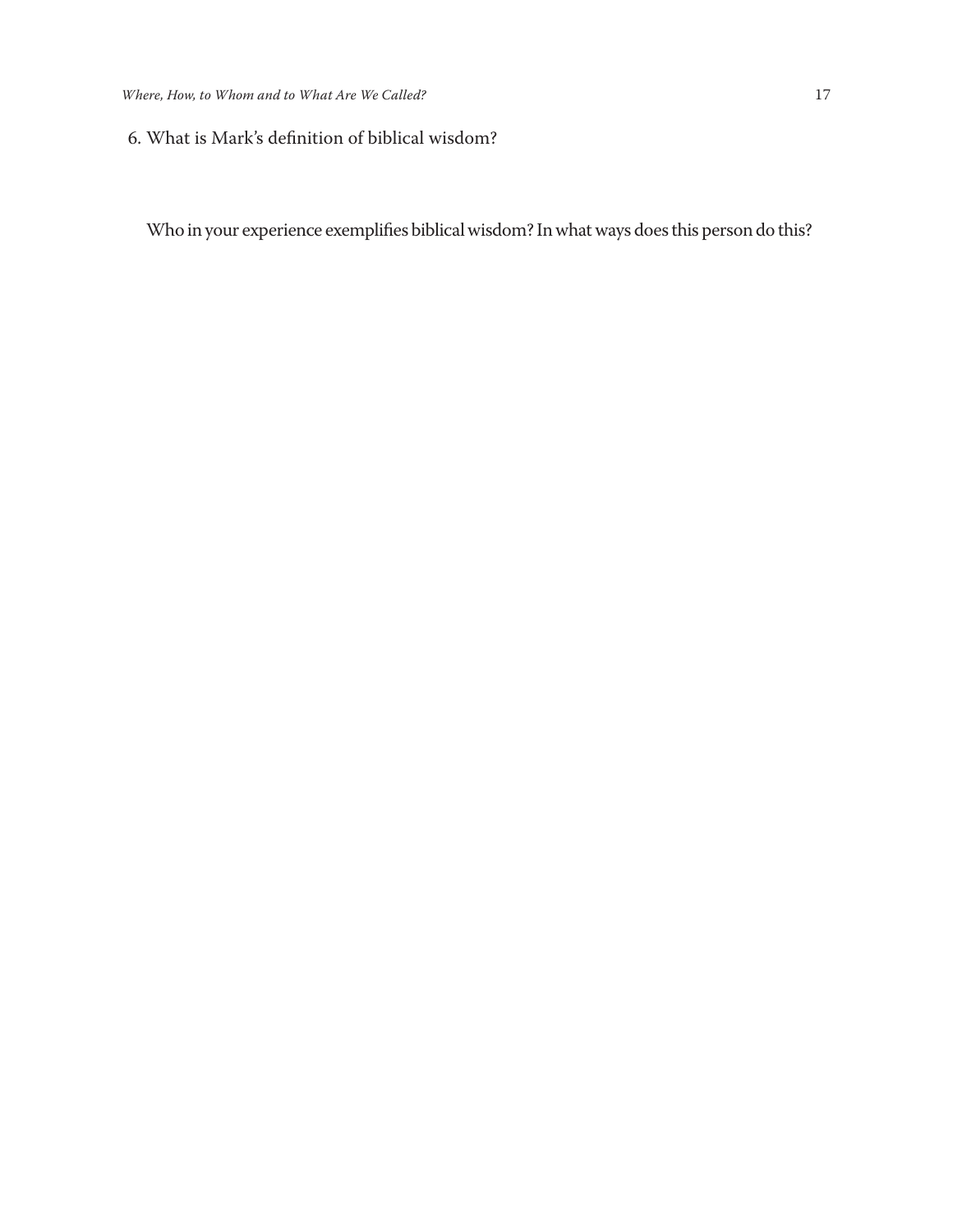6. What is Mark's definition of biblical wisdom?

Who in your experience exemplifies biblical wisdom? In what ways does this person do this?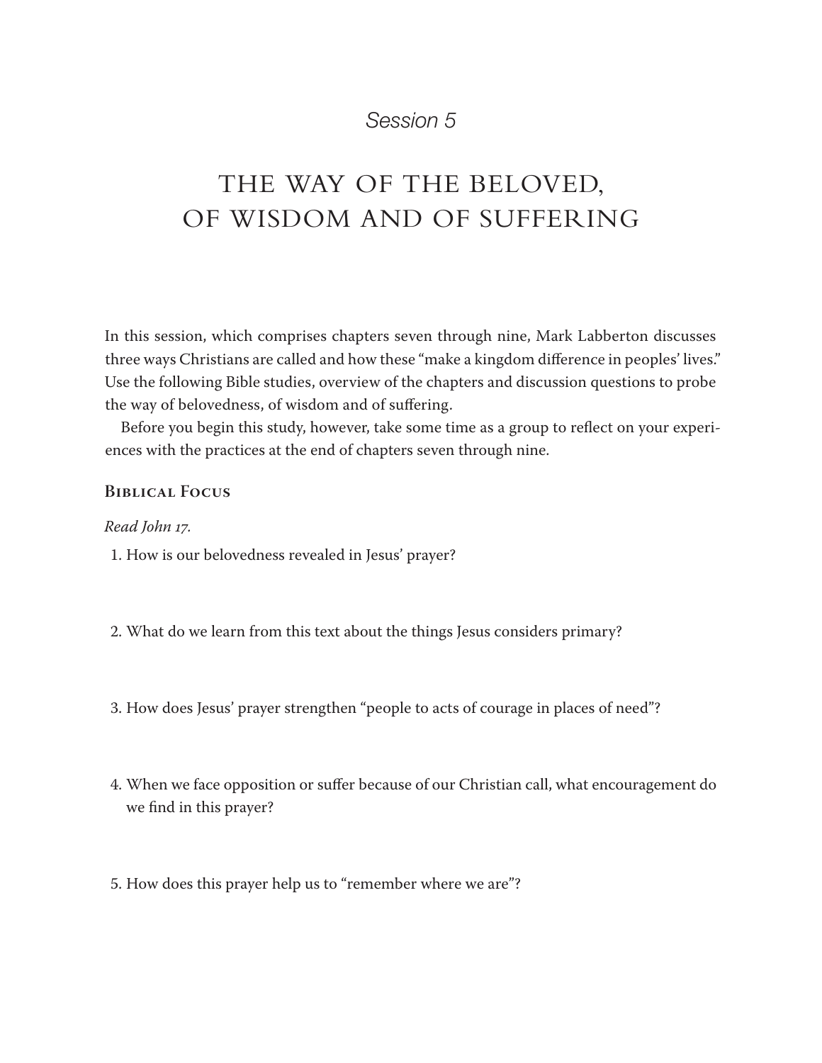*Session 5*

# THE WAY OF THE BELOVED, OF WISDOM AND OF SUFFERING

In this session, which comprises chapters seven through nine, Mark Labberton discusses three ways Christians are called and how these "make a kingdom difference in peoples' lives." Use the following Bible studies, overview of the chapters and discussion questions to probe the way of belovedness, of wisdom and of suffering.

Before you begin this study, however, take some time as a group to reflect on your experiences with the practices at the end of chapters seven through nine.

## Biblical Focus

*Read John 17.*

1. How is our belovedness revealed in Jesus' prayer?

2. What do we learn from this text about the things Jesus considers primary?

3. How does Jesus' prayer strengthen "people to acts of courage in places of need"?

4. When we face opposition or suffer because of our Christian call, what encouragement do we find in this prayer?

5. How does this prayer help us to "remember where we are"?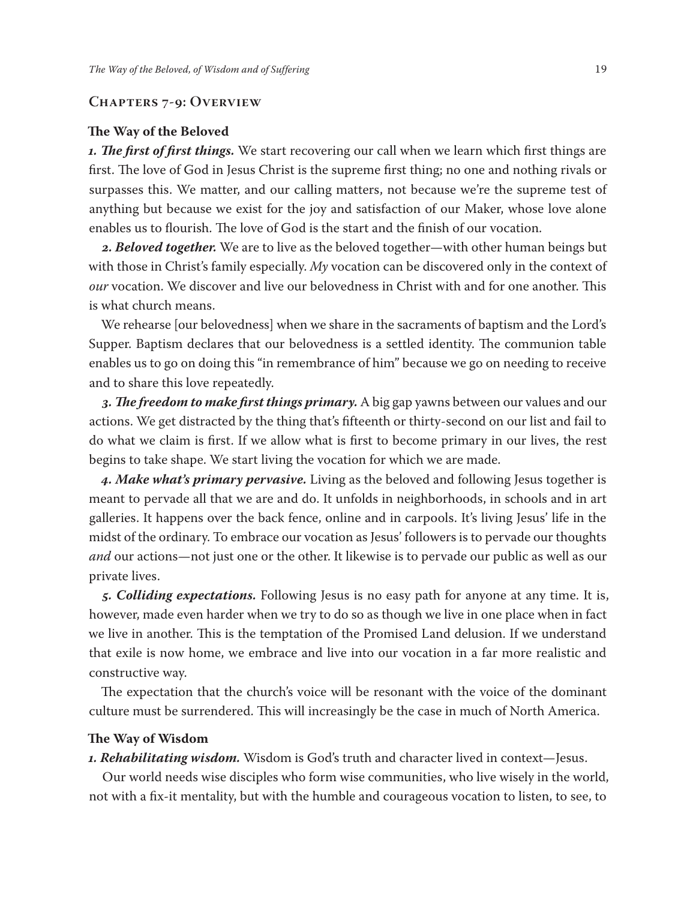## Chapters 7-9: Overview

### The Way of the Beloved

***1. The first of first things.*** We start recovering our call when we learn which first things are first. The love of God in Jesus Christ is the supreme first thing; no one and nothing rivals or surpasses this. We matter, and our calling matters, not because we're the supreme test of anything but because we exist for the joy and satisfaction of our Maker, whose love alone enables us to flourish. The love of God is the start and the finish of our vocation.

***2. Beloved together.*** We are to live as the beloved together—with other human beings but with those in Christ's family especially. *My* vocation can be discovered only in the context of *our* vocation. We discover and live our belovedness in Christ with and for one another. This is what church means.

We rehearse [our belovedness] when we share in the sacraments of baptism and the Lord's Supper. Baptism declares that our belovedness is a settled identity. The communion table enables us to go on doing this "in remembrance of him" because we go on needing to receive and to share this love repeatedly.

***3. The freedom to make first things primary.*** A big gap yawns between our values and our actions. We get distracted by the thing that's fifteenth or thirty-second on our list and fail to do what we claim is first. If we allow what is first to become primary in our lives, the rest begins to take shape. We start living the vocation for which we are made.

***4. Make what's primary pervasive.*** Living as the beloved and following Jesus together is meant to pervade all that we are and do. It unfolds in neighborhoods, in schools and in art galleries. It happens over the back fence, online and in carpools. It's living Jesus' life in the midst of the ordinary. To embrace our vocation as Jesus' followers is to pervade our thoughts *and* our actions—not just one or the other. It likewise is to pervade our public as well as our private lives.

***5. Colliding expectations.*** Following Jesus is no easy path for anyone at any time. It is, however, made even harder when we try to do so as though we live in one place when in fact we live in another. This is the temptation of the Promised Land delusion. If we understand that exile is now home, we embrace and live into our vocation in a far more realistic and constructive way.

The expectation that the church's voice will be resonant with the voice of the dominant culture must be surrendered. This will increasingly be the case in much of North America.

### The Way of Wisdom

***1. Rehabilitating wisdom.*** Wisdom is God's truth and character lived in context—Jesus.

Our world needs wise disciples who form wise communities, who live wisely in the world, not with a fix-it mentality, but with the humble and courageous vocation to listen, to see, to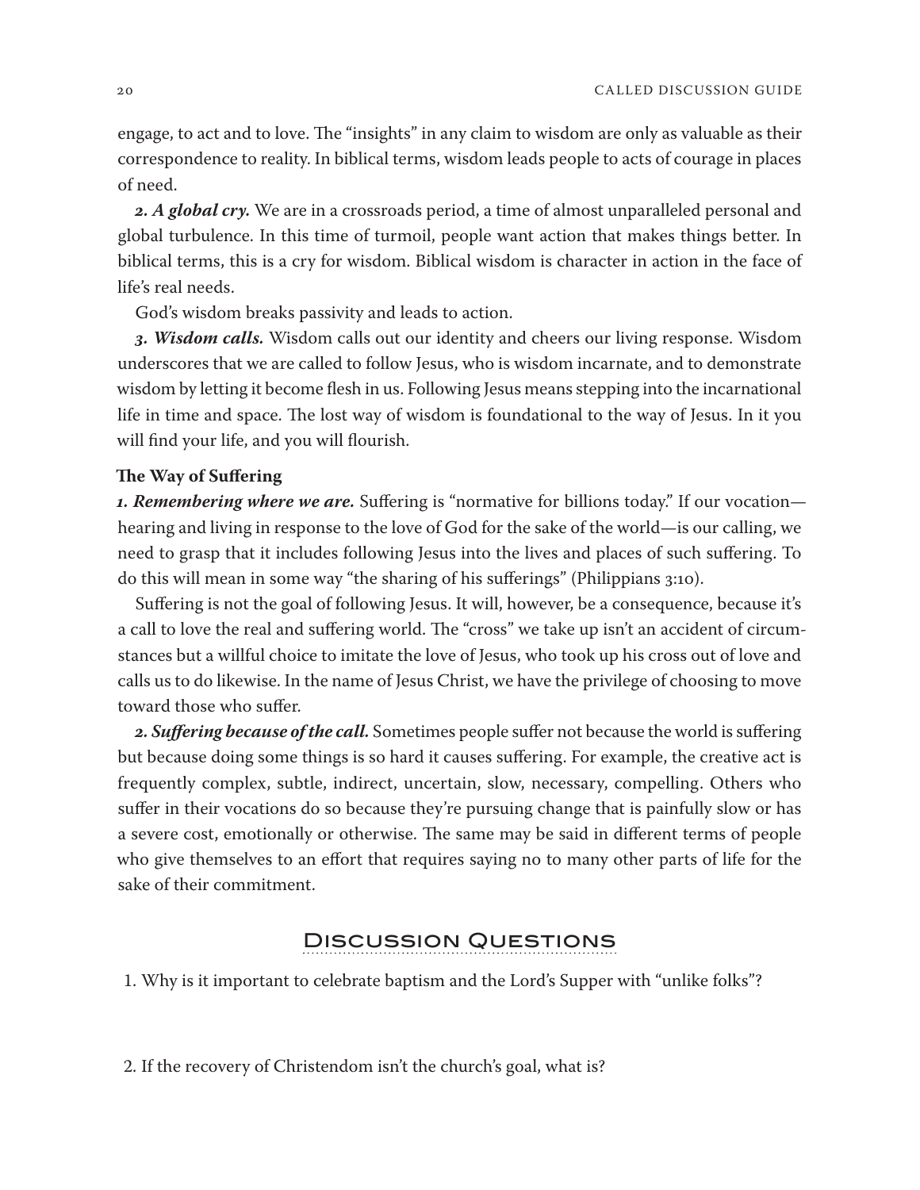engage, to act and to love. The "insights" in any claim to wisdom are only as valuable as their correspondence to reality. In biblical terms, wisdom leads people to acts of courage in places of need.

***2. A global cry.*** We are in a crossroads period, a time of almost unparalleled personal and global turbulence. In this time of turmoil, people want action that makes things better. In biblical terms, this is a cry for wisdom. Biblical wisdom is character in action in the face of life's real needs.

God's wisdom breaks passivity and leads to action.

***3. Wisdom calls.*** Wisdom calls out our identity and cheers our living response. Wisdom underscores that we are called to follow Jesus, who is wisdom incarnate, and to demonstrate wisdom by letting it become flesh in us. Following Jesus means stepping into the incarnational life in time and space. The lost way of wisdom is foundational to the way of Jesus. In it you will find your life, and you will flourish.

**The Way of Suffering**

***1. Remembering where we are.*** Suffering is "normative for billions today." If our vocation—hearing and living in response to the love of God for the sake of the world—is our calling, we need to grasp that it includes following Jesus into the lives and places of such suffering. To do this will mean in some way "the sharing of his sufferings" (Philippians 3:10).

Suffering is not the goal of following Jesus. It will, however, be a consequence, because it's a call to love the real and suffering world. The "cross" we take up isn't an accident of circumstances but a willful choice to imitate the love of Jesus, who took up his cross out of love and calls us to do likewise. In the name of Jesus Christ, we have the privilege of choosing to move toward those who suffer.

***2. Suffering because of the call.*** Sometimes people suffer not because the world is suffering but because doing some things is so hard it causes suffering. For example, the creative act is frequently complex, subtle, indirect, uncertain, slow, necessary, compelling. Others who suffer in their vocations do so because they're pursuing change that is painfully slow or has a severe cost, emotionally or otherwise. The same may be said in different terms of people who give themselves to an effort that requires saying no to many other parts of life for the sake of their commitment.

## Discussion Questions

1. Why is it important to celebrate baptism and the Lord's Supper with "unlike folks"?

2. If the recovery of Christendom isn't the church's goal, what is?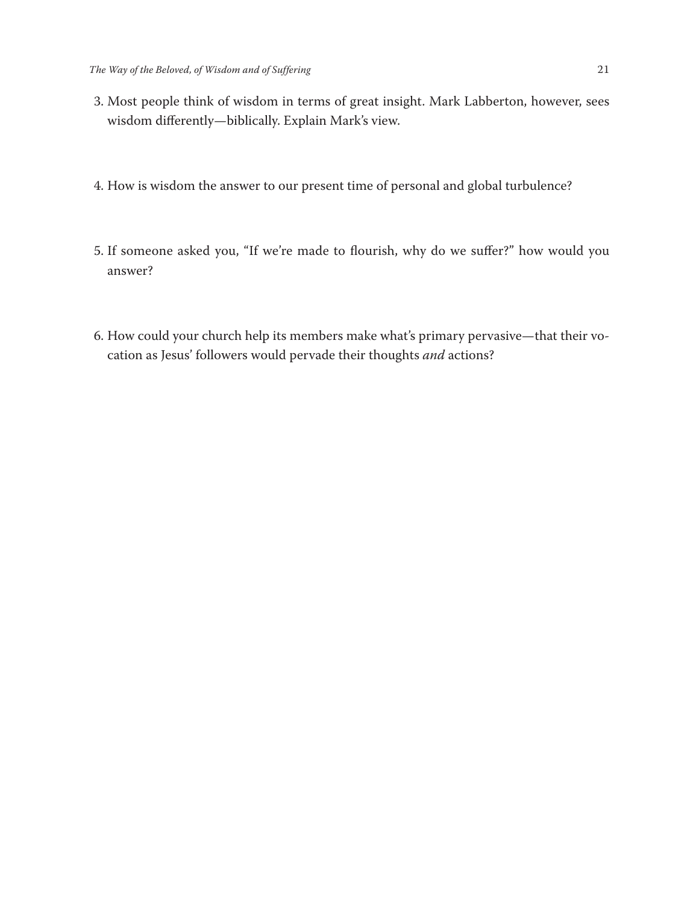3. Most people think of wisdom in terms of great insight. Mark Labberton, however, sees wisdom differently—biblically. Explain Mark's view.

4. How is wisdom the answer to our present time of personal and global turbulence?

5. If someone asked you, "If we're made to flourish, why do we suffer?" how would you answer?

6. How could your church help its members make what's primary pervasive—that their vocation as Jesus' followers would pervade their thoughts *and* actions?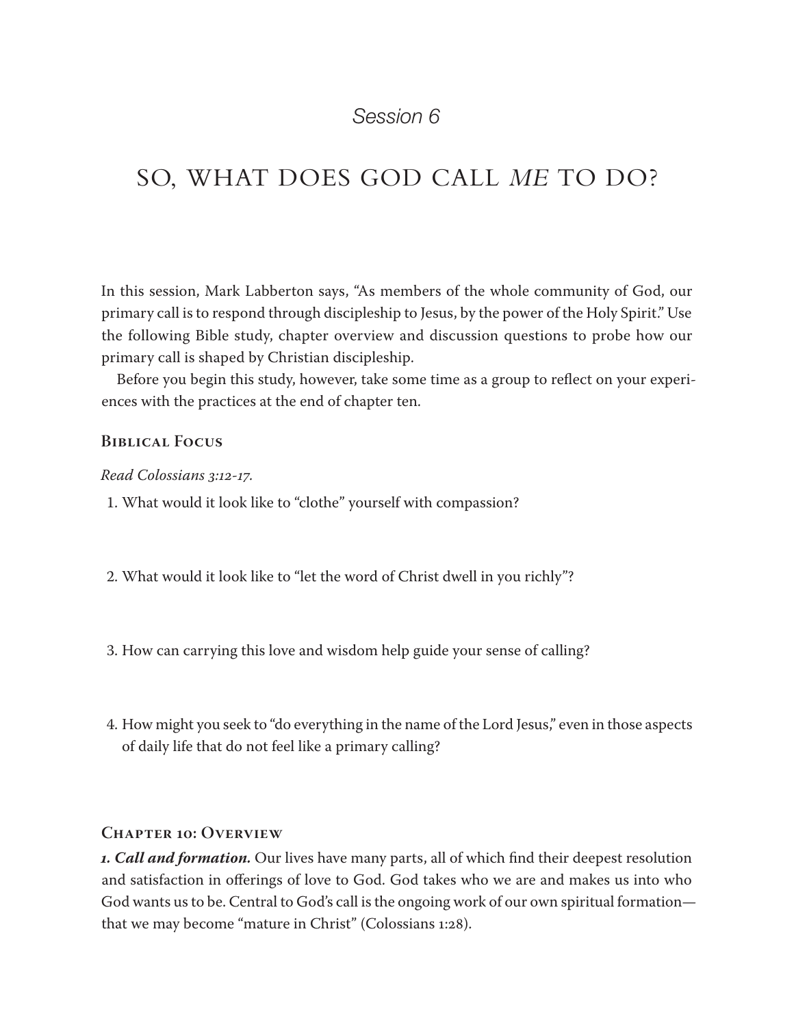*Session 6*

# So, What Does God Call *Me* to Do?

In this session, Mark Labberton says, "As members of the whole community of God, our primary call is to respond through discipleship to Jesus, by the power of the Holy Spirit." Use the following Bible study, chapter overview and discussion questions to probe how our primary call is shaped by Christian discipleship.

Before you begin this study, however, take some time as a group to reflect on your experiences with the practices at the end of chapter ten.

## Biblical Focus

*Read Colossians 3:12-17.*

1. What would it look like to "clothe" yourself with compassion?

2. What would it look like to "let the word of Christ dwell in you richly"?

3. How can carrying this love and wisdom help guide your sense of calling?

4. How might you seek to "do everything in the name of the Lord Jesus," even in those aspects of daily life that do not feel like a primary calling?

## Chapter 10: Overview

***1. Call and formation.*** Our lives have many parts, all of which find their deepest resolution and satisfaction in offerings of love to God. God takes who we are and makes us into who God wants us to be. Central to God's call is the ongoing work of our own spiritual formation—that we may become "mature in Christ" (Colossians 1:28).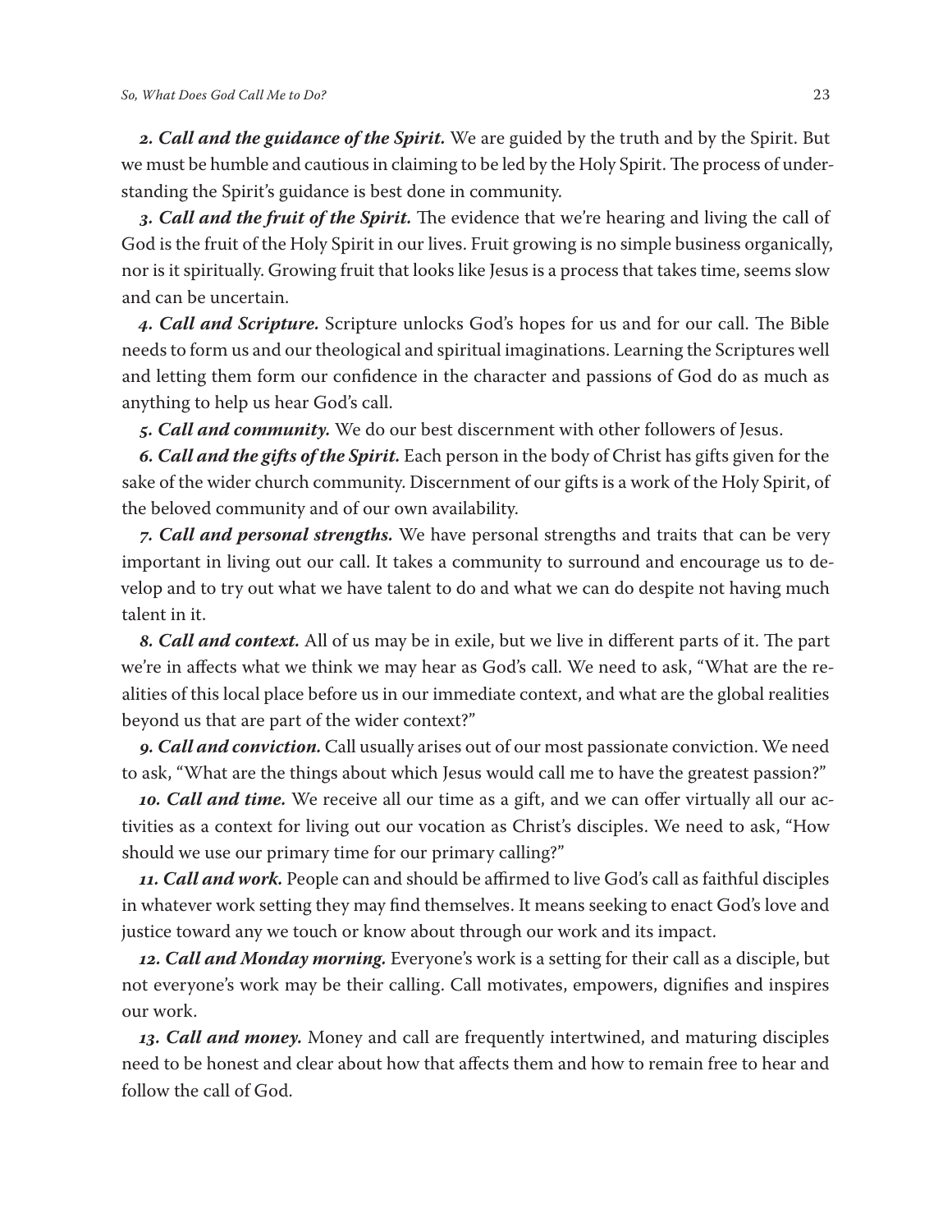***2. Call and the guidance of the Spirit.*** We are guided by the truth and by the Spirit. But we must be humble and cautious in claiming to be led by the Holy Spirit. The process of understanding the Spirit's guidance is best done in community.

***3. Call and the fruit of the Spirit.*** The evidence that we're hearing and living the call of God is the fruit of the Holy Spirit in our lives. Fruit growing is no simple business organically, nor is it spiritually. Growing fruit that looks like Jesus is a process that takes time, seems slow and can be uncertain.

***4. Call and Scripture.*** Scripture unlocks God's hopes for us and for our call. The Bible needs to form us and our theological and spiritual imaginations. Learning the Scriptures well and letting them form our confidence in the character and passions of God do as much as anything to help us hear God's call.

***5. Call and community.*** We do our best discernment with other followers of Jesus.

***6. Call and the gifts of the Spirit.*** Each person in the body of Christ has gifts given for the sake of the wider church community. Discernment of our gifts is a work of the Holy Spirit, of the beloved community and of our own availability.

***7. Call and personal strengths.*** We have personal strengths and traits that can be very important in living out our call. It takes a community to surround and encourage us to develop and to try out what we have talent to do and what we can do despite not having much talent in it.

***8. Call and context.*** All of us may be in exile, but we live in different parts of it. The part we're in affects what we think we may hear as God's call. We need to ask, "What are the realities of this local place before us in our immediate context, and what are the global realities beyond us that are part of the wider context?"

***9. Call and conviction.*** Call usually arises out of our most passionate conviction. We need to ask, "What are the things about which Jesus would call me to have the greatest passion?"

***10. Call and time.*** We receive all our time as a gift, and we can offer virtually all our activities as a context for living out our vocation as Christ's disciples. We need to ask, "How should we use our primary time for our primary calling?"

***11. Call and work.*** People can and should be affirmed to live God's call as faithful disciples in whatever work setting they may find themselves. It means seeking to enact God's love and justice toward any we touch or know about through our work and its impact.

***12. Call and Monday morning.*** Everyone's work is a setting for their call as a disciple, but not everyone's work may be their calling. Call motivates, empowers, dignifies and inspires our work.

***13. Call and money.*** Money and call are frequently intertwined, and maturing disciples need to be honest and clear about how that affects them and how to remain free to hear and follow the call of God.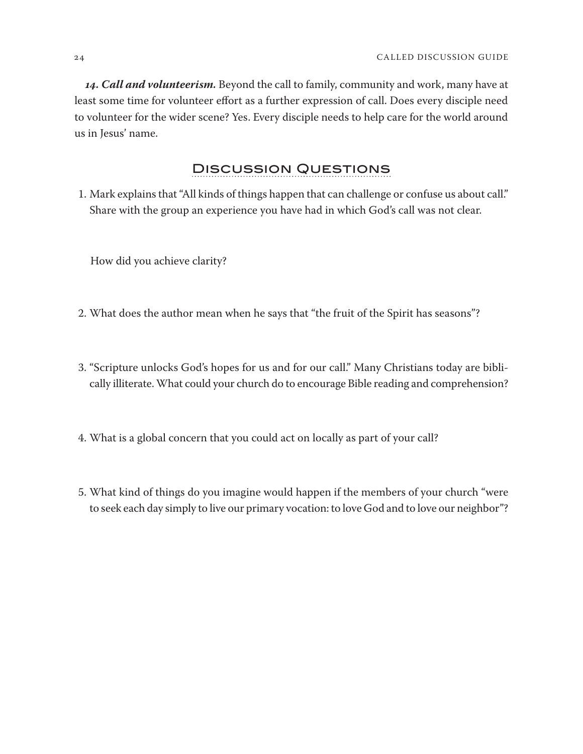***14. Call and volunteerism.*** Beyond the call to family, community and work, many have at least some time for volunteer effort as a further expression of call. Does every disciple need to volunteer for the wider scene? Yes. Every disciple needs to help care for the world around us in Jesus' name.

## Discussion Questions

1. Mark explains that "All kinds of things happen that can challenge or confuse us about call." Share with the group an experience you have had in which God's call was not clear.

   How did you achieve clarity?

2. What does the author mean when he says that "the fruit of the Spirit has seasons"?

3. "Scripture unlocks God's hopes for us and for our call." Many Christians today are biblically illiterate. What could your church do to encourage Bible reading and comprehension?

4. What is a global concern that you could act on locally as part of your call?

5. What kind of things do you imagine would happen if the members of your church "were to seek each day simply to live our primary vocation: to love God and to love our neighbor"?